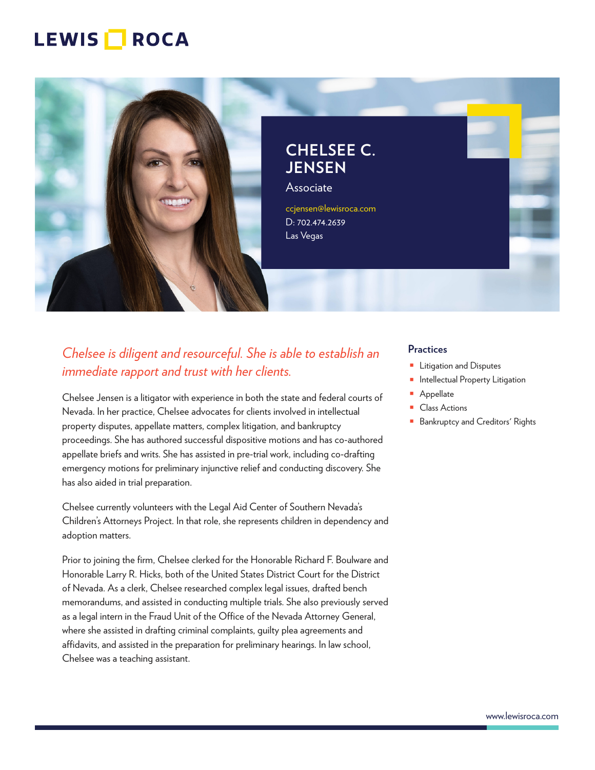# CHELSEE C. JENSEN

Associate

ccjensen@lewisroca.com
D: 702.474.2639
Las Vegas

*Chelsee is diligent and resourceful. She is able to establish an immediate rapport and trust with her clients.*

Chelsee Jensen is a litigator with experience in both the state and federal courts of Nevada. In her practice, Chelsee advocates for clients involved in intellectual property disputes, appellate matters, complex litigation, and bankruptcy proceedings. She has authored successful dispositive motions and has co-authored appellate briefs and writs. She has assisted in pre-trial work, including co-drafting emergency motions for preliminary injunctive relief and conducting discovery. She has also aided in trial preparation.

Chelsee currently volunteers with the Legal Aid Center of Southern Nevada's Children's Attorneys Project. In that role, she represents children in dependency and adoption matters.

Prior to joining the firm, Chelsee clerked for the Honorable Richard F. Boulware and Honorable Larry R. Hicks, both of the United States District Court for the District of Nevada. As a clerk, Chelsee researched complex legal issues, drafted bench memorandums, and assisted in conducting multiple trials. She also previously served as a legal intern in the Fraud Unit of the Office of the Nevada Attorney General, where she assisted in drafting criminal complaints, guilty plea agreements and affidavits, and assisted in the preparation for preliminary hearings. In law school, Chelsee was a teaching assistant.

## Practices

- Litigation and Disputes
- Intellectual Property Litigation
- Appellate
- Class Actions
- Bankruptcy and Creditors' Rights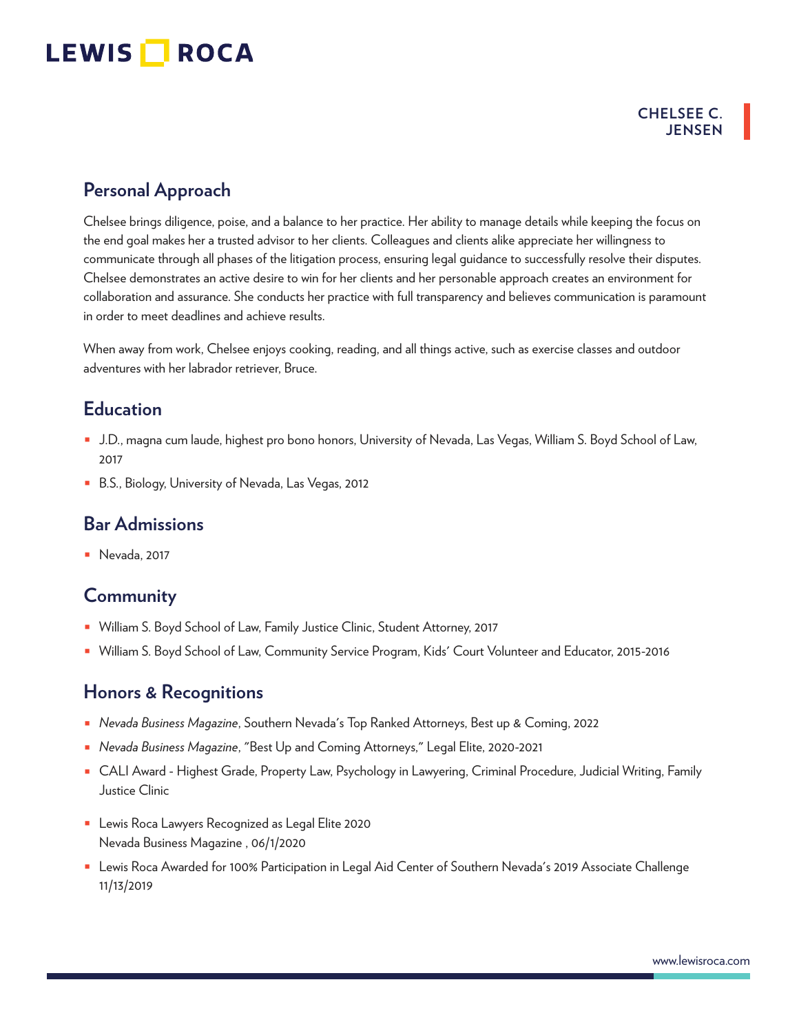# CHELSEE C. JENSEN

## Personal Approach

Chelsee brings diligence, poise, and a balance to her practice. Her ability to manage details while keeping the focus on the end goal makes her a trusted advisor to her clients. Colleagues and clients alike appreciate her willingness to communicate through all phases of the litigation process, ensuring legal guidance to successfully resolve their disputes. Chelsee demonstrates an active desire to win for her clients and her personable approach creates an environment for collaboration and assurance. She conducts her practice with full transparency and believes communication is paramount in order to meet deadlines and achieve results.

When away from work, Chelsee enjoys cooking, reading, and all things active, such as exercise classes and outdoor adventures with her labrador retriever, Bruce.

## Education

- J.D., magna cum laude, highest pro bono honors, University of Nevada, Las Vegas, William S. Boyd School of Law, 2017
- B.S., Biology, University of Nevada, Las Vegas, 2012

## Bar Admissions

- Nevada, 2017

## Community

- William S. Boyd School of Law, Family Justice Clinic, Student Attorney, 2017
- William S. Boyd School of Law, Community Service Program, Kids' Court Volunteer and Educator, 2015-2016

## Honors & Recognitions

- *Nevada Business Magazine*, Southern Nevada's Top Ranked Attorneys, Best up & Coming, 2022
- *Nevada Business Magazine*, "Best Up and Coming Attorneys," Legal Elite, 2020-2021
- CALI Award - Highest Grade, Property Law, Psychology in Lawyering, Criminal Procedure, Judicial Writing, Family Justice Clinic
- Lewis Roca Lawyers Recognized as Legal Elite 2020
  Nevada Business Magazine , 06/1/2020
- Lewis Roca Awarded for 100% Participation in Legal Aid Center of Southern Nevada's 2019 Associate Challenge
  11/13/2019